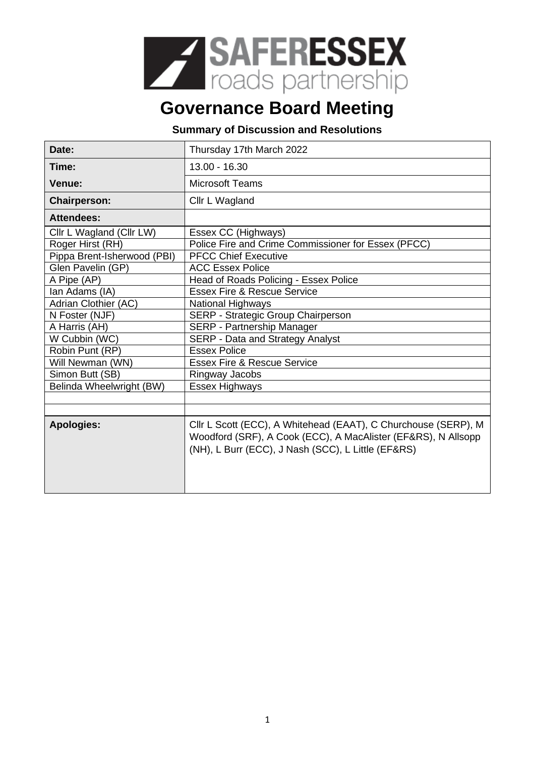SAFERESSEX roads partnership

# Governance Board Meeting

**Summary of Discussion and Resolutions**

| | |
|---|---|
| **Date:** | Thursday 17th March 2022 |
| **Time:** | 13.00 - 16.30 |
| **Venue:** | Microsoft Teams |
| **Chairperson:** | Cllr L Wagland |
| **Attendees:** | |
| Cllr L Wagland (Cllr LW) | Essex CC (Highways) |
| Roger Hirst (RH) | Police Fire and Crime Commissioner for Essex (PFCC) |
| Pippa Brent-Isherwood (PBI) | PFCC Chief Executive |
| Glen Pavelin (GP) | ACC Essex Police |
| A Pipe (AP) | Head of Roads Policing - Essex Police |
| Ian Adams (IA) | Essex Fire & Rescue Service |
| Adrian Clothier (AC) | National Highways |
| N Foster (NJF) | SERP - Strategic Group Chairperson |
| A Harris (AH) | SERP - Partnership Manager |
| W Cubbin (WC) | SERP - Data and Strategy Analyst |
| Robin Punt (RP) | Essex Police |
| Will Newman (WN) | Essex Fire & Rescue Service |
| Simon Butt (SB) | Ringway Jacobs |
| Belinda Wheelwright (BW) | Essex Highways |
| | |
| | |
| **Apologies:** | Cllr L Scott (ECC), A Whitehead (EAAT), C Churchouse (SERP), M Woodford (SRF), A Cook (ECC), A MacAlister (EF&RS), N Allsopp (NH), L Burr (ECC), J Nash (SCC), L Little (EF&RS) |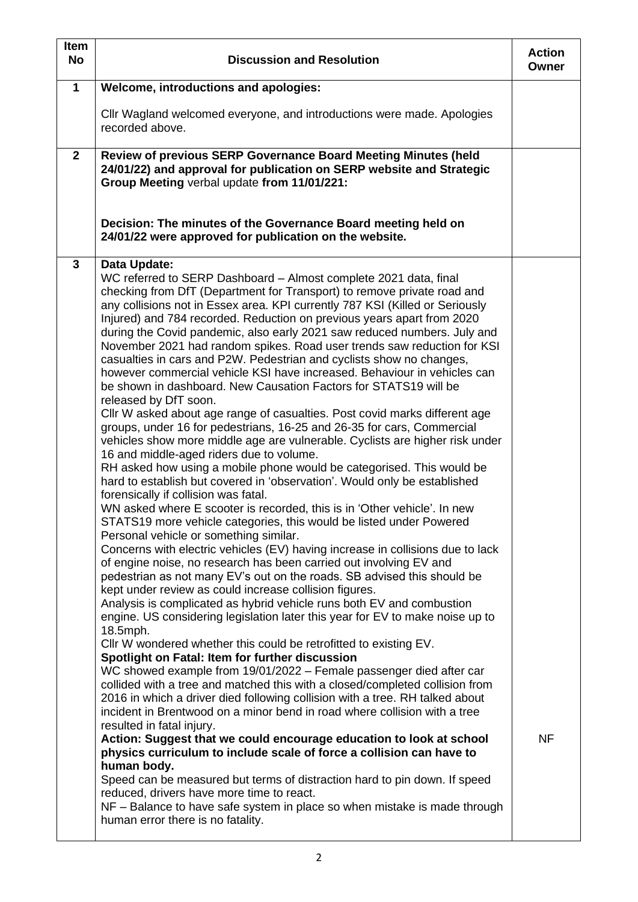| Item No | Discussion and Resolution | Action Owner |
|---|---|---|
| 1 | **Welcome, introductions and apologies:**<br><br>Cllr Wagland welcomed everyone, and introductions were made. Apologies recorded above. | |
| 2 | **Review of previous SERP Governance Board Meeting Minutes (held 24/01/22) and approval for publication on SERP website and Strategic Group Meeting** verbal update **from 11/01/221:**<br><br>**Decision: The minutes of the Governance Board meeting held on 24/01/22 were approved for publication on the website.** | |
| 3 | **Data Update:**<br>WC referred to SERP Dashboard – Almost complete 2021 data, final checking from DfT (Department for Transport) to remove private road and any collisions not in Essex area. KPI currently 787 KSI (Killed or Seriously Injured) and 784 recorded. Reduction on previous years apart from 2020 during the Covid pandemic, also early 2021 saw reduced numbers. July and November 2021 had random spikes. Road user trends saw reduction for KSI casualties in cars and P2W. Pedestrian and cyclists show no changes, however commercial vehicle KSI have increased. Behaviour in vehicles can be shown in dashboard. New Causation Factors for STATS19 will be released by DfT soon.<br>Cllr W asked about age range of casualties. Post covid marks different age groups, under 16 for pedestrians, 16-25 and 26-35 for cars, Commercial vehicles show more middle age are vulnerable. Cyclists are higher risk under 16 and middle-aged riders due to volume.<br>RH asked how using a mobile phone would be categorised. This would be hard to establish but covered in 'observation'. Would only be established forensically if collision was fatal.<br>WN asked where E scooter is recorded, this is in 'Other vehicle'. In new STATS19 more vehicle categories, this would be listed under Powered Personal vehicle or something similar.<br>Concerns with electric vehicles (EV) having increase in collisions due to lack of engine noise, no research has been carried out involving EV and pedestrian as not many EV's out on the roads. SB advised this should be kept under review as could increase collision figures.<br>Analysis is complicated as hybrid vehicle runs both EV and combustion engine. US considering legislation later this year for EV to make noise up to 18.5mph.<br>Cllr W wondered whether this could be retrofitted to existing EV.<br>**Spotlight on Fatal: Item for further discussion**<br>WC showed example from 19/01/2022 – Female passenger died after car collided with a tree and matched this with a closed/completed collision from 2016 in which a driver died following collision with a tree. RH talked about incident in Brentwood on a minor bend in road where collision with a tree resulted in fatal injury.<br>**Action: Suggest that we could encourage education to look at school physics curriculum to include scale of force a collision can have to human body.**<br>Speed can be measured but terms of distraction hard to pin down. If speed reduced, drivers have more time to react.<br>NF – Balance to have safe system in place so when mistake is made through human error there is no fatality. | NF |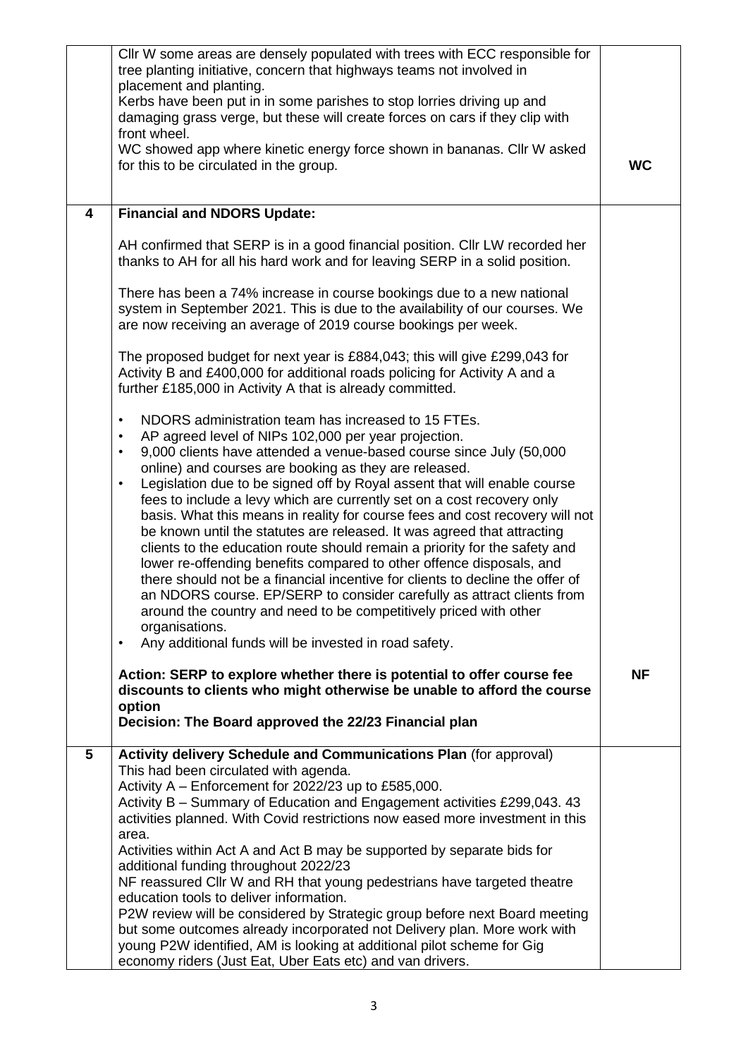| | | |
|---|---|---|
| | Cllr W some areas are densely populated with trees with ECC responsible for tree planting initiative, concern that highways teams not involved in placement and planting.<br>Kerbs have been put in in some parishes to stop lorries driving up and damaging grass verge, but these will create forces on cars if they clip with front wheel.<br>WC showed app where kinetic energy force shown in bananas. Cllr W asked for this to be circulated in the group. | **WC** |
| **4** | **Financial and NDORS Update:**<br><br>AH confirmed that SERP is in a good financial position. Cllr LW recorded her thanks to AH for all his hard work and for leaving SERP in a solid position.<br><br>There has been a 74% increase in course bookings due to a new national system in September 2021. This is due to the availability of our courses. We are now receiving an average of 2019 course bookings per week.<br><br>The proposed budget for next year is £884,043; this will give £299,043 for Activity B and £400,000 for additional roads policing for Activity A and a further £185,000 in Activity A that is already committed.<br><br>• NDORS administration team has increased to 15 FTEs.<br>• AP agreed level of NIPs 102,000 per year projection.<br>• 9,000 clients have attended a venue-based course since July (50,000 online) and courses are booking as they are released.<br>• Legislation due to be signed off by Royal assent that will enable course fees to include a levy which are currently set on a cost recovery only basis. What this means in reality for course fees and cost recovery will not be known until the statutes are released. It was agreed that attracting clients to the education route should remain a priority for the safety and lower re-offending benefits compared to other offence disposals, and there should not be a financial incentive for clients to decline the offer of an NDORS course. EP/SERP to consider carefully as attract clients from around the country and need to be competitively priced with other organisations.<br>• Any additional funds will be invested in road safety.<br><br>**Action: SERP to explore whether there is potential to offer course fee discounts to clients who might otherwise be unable to afford the course option**<br>**Decision: The Board approved the 22/23 Financial plan** | **NF** |
| **5** | **Activity delivery Schedule and Communications Plan** (for approval)<br>This had been circulated with agenda.<br>Activity A – Enforcement for 2022/23 up to £585,000.<br>Activity B – Summary of Education and Engagement activities £299,043. 43 activities planned. With Covid restrictions now eased more investment in this area.<br>Activities within Act A and Act B may be supported by separate bids for additional funding throughout 2022/23<br>NF reassured Cllr W and RH that young pedestrians have targeted theatre education tools to deliver information.<br>P2W review will be considered by Strategic group before next Board meeting but some outcomes already incorporated not Delivery plan. More work with young P2W identified, AM is looking at additional pilot scheme for Gig economy riders (Just Eat, Uber Eats etc) and van drivers. | |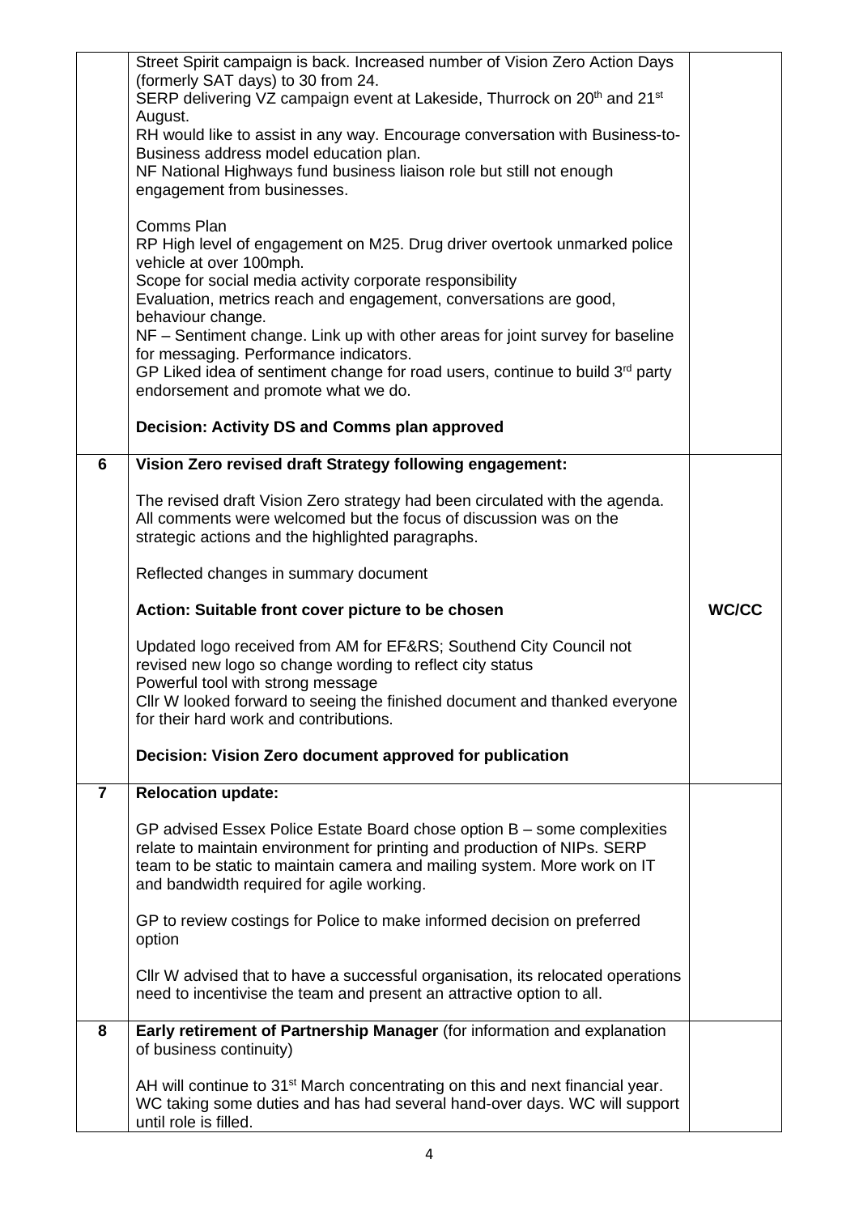| | | |
|---|---|---|
| | Street Spirit campaign is back. Increased number of Vision Zero Action Days (formerly SAT days) to 30 from 24.<br>SERP delivering VZ campaign event at Lakeside, Thurrock on 20th and 21st August.<br>RH would like to assist in any way. Encourage conversation with Business-to-Business address model education plan.<br>NF National Highways fund business liaison role but still not enough engagement from businesses.<br><br>Comms Plan<br>RP High level of engagement on M25. Drug driver overtook unmarked police vehicle at over 100mph.<br>Scope for social media activity corporate responsibility<br>Evaluation, metrics reach and engagement, conversations are good, behaviour change.<br>NF – Sentiment change. Link up with other areas for joint survey for baseline for messaging. Performance indicators.<br>GP Liked idea of sentiment change for road users, continue to build 3rd party endorsement and promote what we do.<br><br>**Decision: Activity DS and Comms plan approved** | |
| **6** | **Vision Zero revised draft Strategy following engagement:**<br><br>The revised draft Vision Zero strategy had been circulated with the agenda. All comments were welcomed but the focus of discussion was on the strategic actions and the highlighted paragraphs.<br><br>Reflected changes in summary document<br><br>**Action: Suitable front cover picture to be chosen**<br><br>Updated logo received from AM for EF&RS; Southend City Council not revised new logo so change wording to reflect city status<br>Powerful tool with strong message<br>Cllr W looked forward to seeing the finished document and thanked everyone for their hard work and contributions.<br><br>**Decision: Vision Zero document approved for publication** | **WC/CC** |
| **7** | **Relocation update:**<br><br>GP advised Essex Police Estate Board chose option B – some complexities relate to maintain environment for printing and production of NIPs. SERP team to be static to maintain camera and mailing system. More work on IT and bandwidth required for agile working.<br><br>GP to review costings for Police to make informed decision on preferred option<br><br>Cllr W advised that to have a successful organisation, its relocated operations need to incentivise the team and present an attractive option to all. | |
| **8** | **Early retirement of Partnership Manager** (for information and explanation of business continuity)<br><br>AH will continue to 31st March concentrating on this and next financial year. WC taking some duties and has had several hand-over days. WC will support until role is filled. | |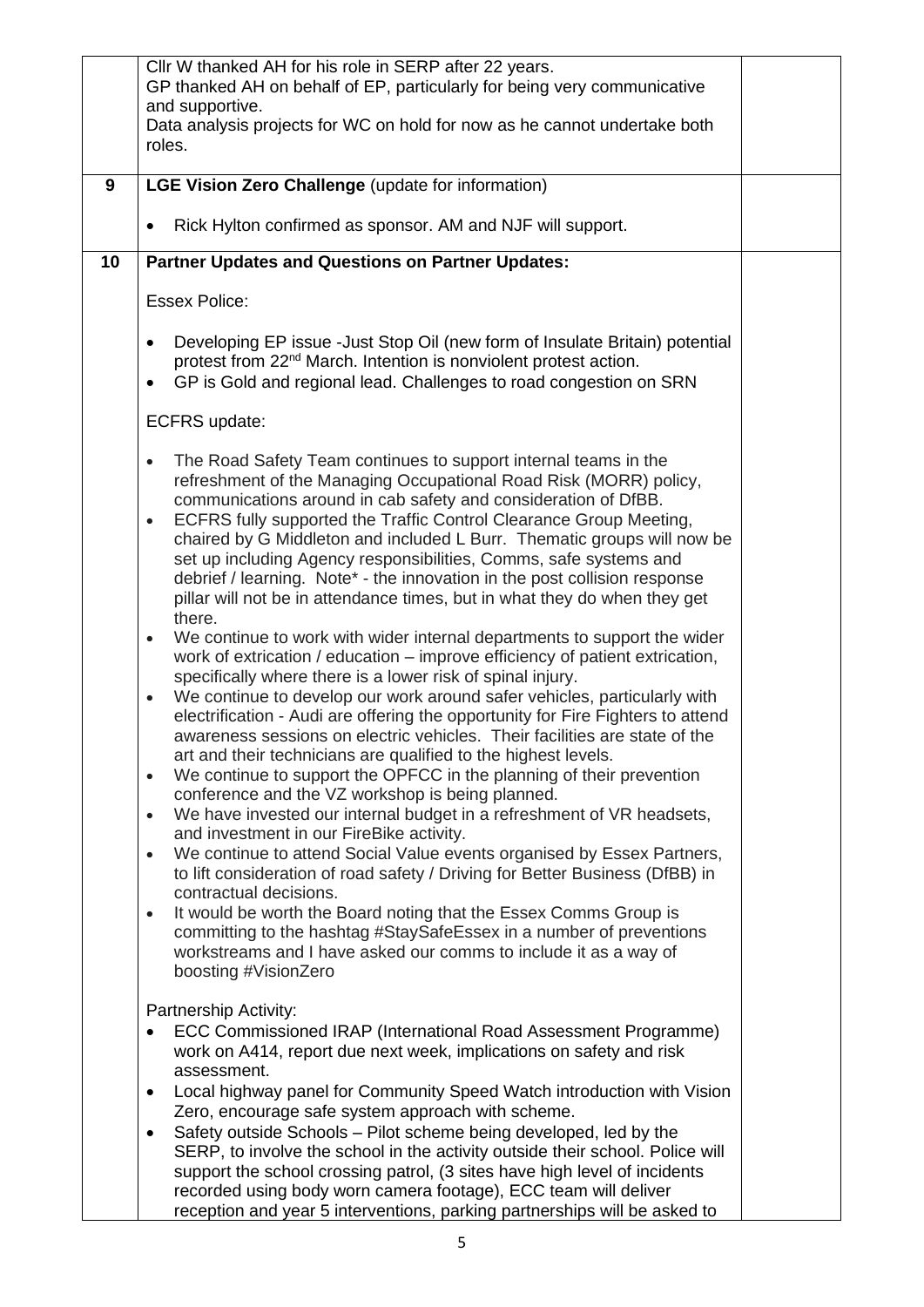| | | |
|---|---|---|
| | Cllr W thanked AH for his role in SERP after 22 years.<br>GP thanked AH on behalf of EP, particularly for being very communicative and supportive.<br>Data analysis projects for WC on hold for now as he cannot undertake both roles. | |
| **9** | **LGE Vision Zero Challenge** (update for information)<br><br>• Rick Hylton confirmed as sponsor. AM and NJF will support. | |
| **10** | **Partner Updates and Questions on Partner Updates:**<br><br>Essex Police:<br><br>• Developing EP issue -Just Stop Oil (new form of Insulate Britain) potential protest from 22nd March. Intention is nonviolent protest action.<br>• GP is Gold and regional lead. Challenges to road congestion on SRN<br><br>ECFRS update:<br><br>• The Road Safety Team continues to support internal teams in the refreshment of the Managing Occupational Road Risk (MORR) policy, communications around in cab safety and consideration of DfBB.<br>• ECFRS fully supported the Traffic Control Clearance Group Meeting, chaired by G Middleton and included L Burr. Thematic groups will now be set up including Agency responsibilities, Comms, safe systems and debrief / learning. Note* - the innovation in the post collision response pillar will not be in attendance times, but in what they do when they get there.<br>• We continue to work with wider internal departments to support the wider work of extrication / education – improve efficiency of patient extrication, specifically where there is a lower risk of spinal injury.<br>• We continue to develop our work around safer vehicles, particularly with electrification - Audi are offering the opportunity for Fire Fighters to attend awareness sessions on electric vehicles. Their facilities are state of the art and their technicians are qualified to the highest levels.<br>• We continue to support the OPFCC in the planning of their prevention conference and the VZ workshop is being planned.<br>• We have invested our internal budget in a refreshment of VR headsets, and investment in our FireBike activity.<br>• We continue to attend Social Value events organised by Essex Partners, to lift consideration of road safety / Driving for Better Business (DfBB) in contractual decisions.<br>• It would be worth the Board noting that the Essex Comms Group is committing to the hashtag #StaySafeEssex in a number of preventions workstreams and I have asked our comms to include it as a way of boosting #VisionZero<br><br>Partnership Activity:<br>• ECC Commissioned IRAP (International Road Assessment Programme) work on A414, report due next week, implications on safety and risk assessment.<br>• Local highway panel for Community Speed Watch introduction with Vision Zero, encourage safe system approach with scheme.<br>• Safety outside Schools – Pilot scheme being developed, led by the SERP, to involve the school in the activity outside their school. Police will support the school crossing patrol, (3 sites have high level of incidents recorded using body worn camera footage), ECC team will deliver reception and year 5 interventions, parking partnerships will be asked to | |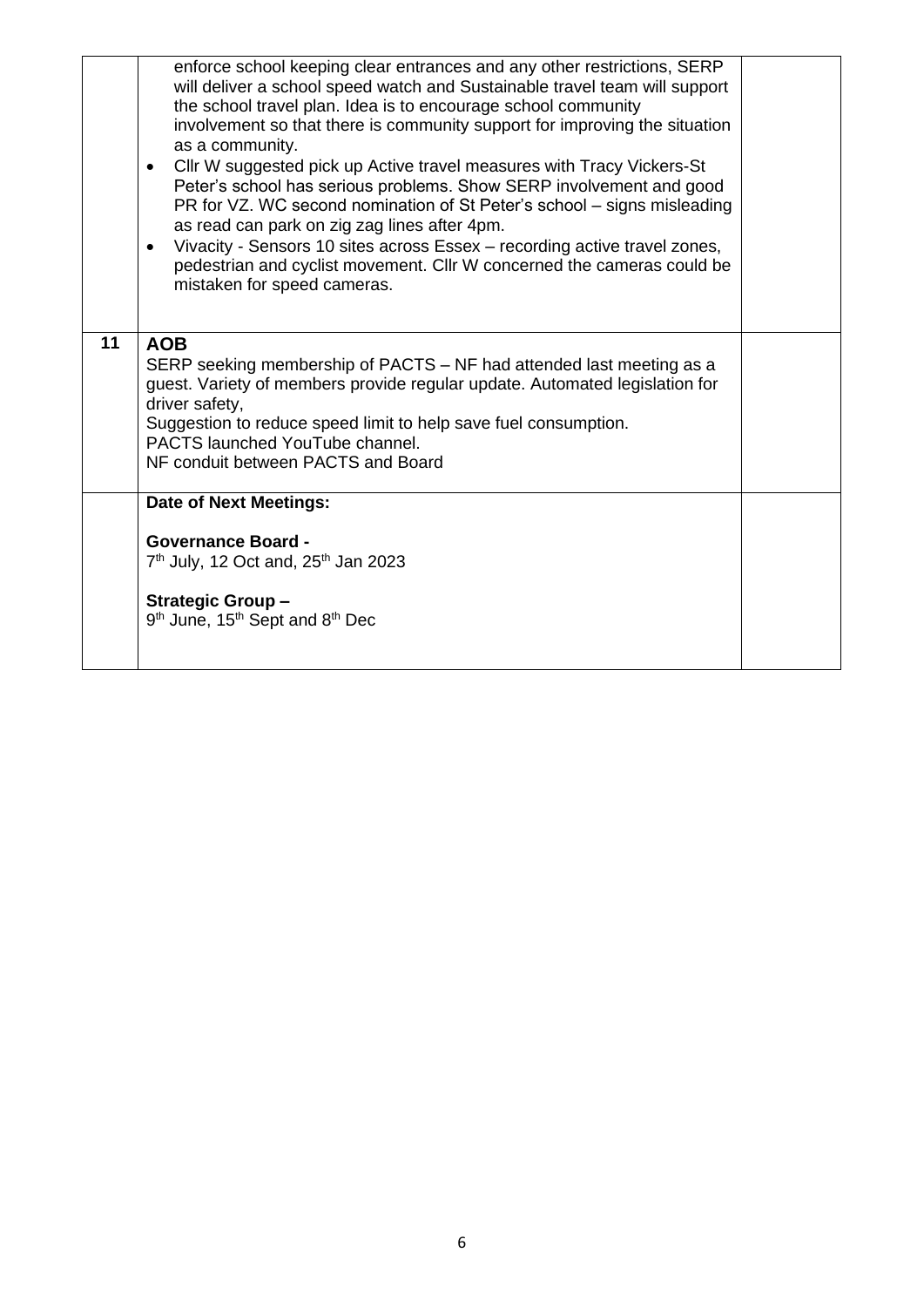| | | |
|---|---|---|
| | enforce school keeping clear entrances and any other restrictions, SERP will deliver a school speed watch and Sustainable travel team will support the school travel plan. Idea is to encourage school community involvement so that there is community support for improving the situation as a community.<br>• Cllr W suggested pick up Active travel measures with Tracy Vickers-St Peter's school has serious problems. Show SERP involvement and good PR for VZ. WC second nomination of St Peter's school – signs misleading as read can park on zig zag lines after 4pm.<br>• Vivacity - Sensors 10 sites across Essex – recording active travel zones, pedestrian and cyclist movement. Cllr W concerned the cameras could be mistaken for speed cameras. | |
| **11** | **AOB**<br>SERP seeking membership of PACTS – NF had attended last meeting as a guest. Variety of members provide regular update. Automated legislation for driver safety,<br>Suggestion to reduce speed limit to help save fuel consumption.<br>PACTS launched YouTube channel.<br>NF conduit between PACTS and Board | |
| | **Date of Next Meetings:**<br><br>**Governance Board -**<br>7th July, 12 Oct and, 25th Jan 2023<br><br>**Strategic Group –**<br>9th June, 15th Sept and 8th Dec | |